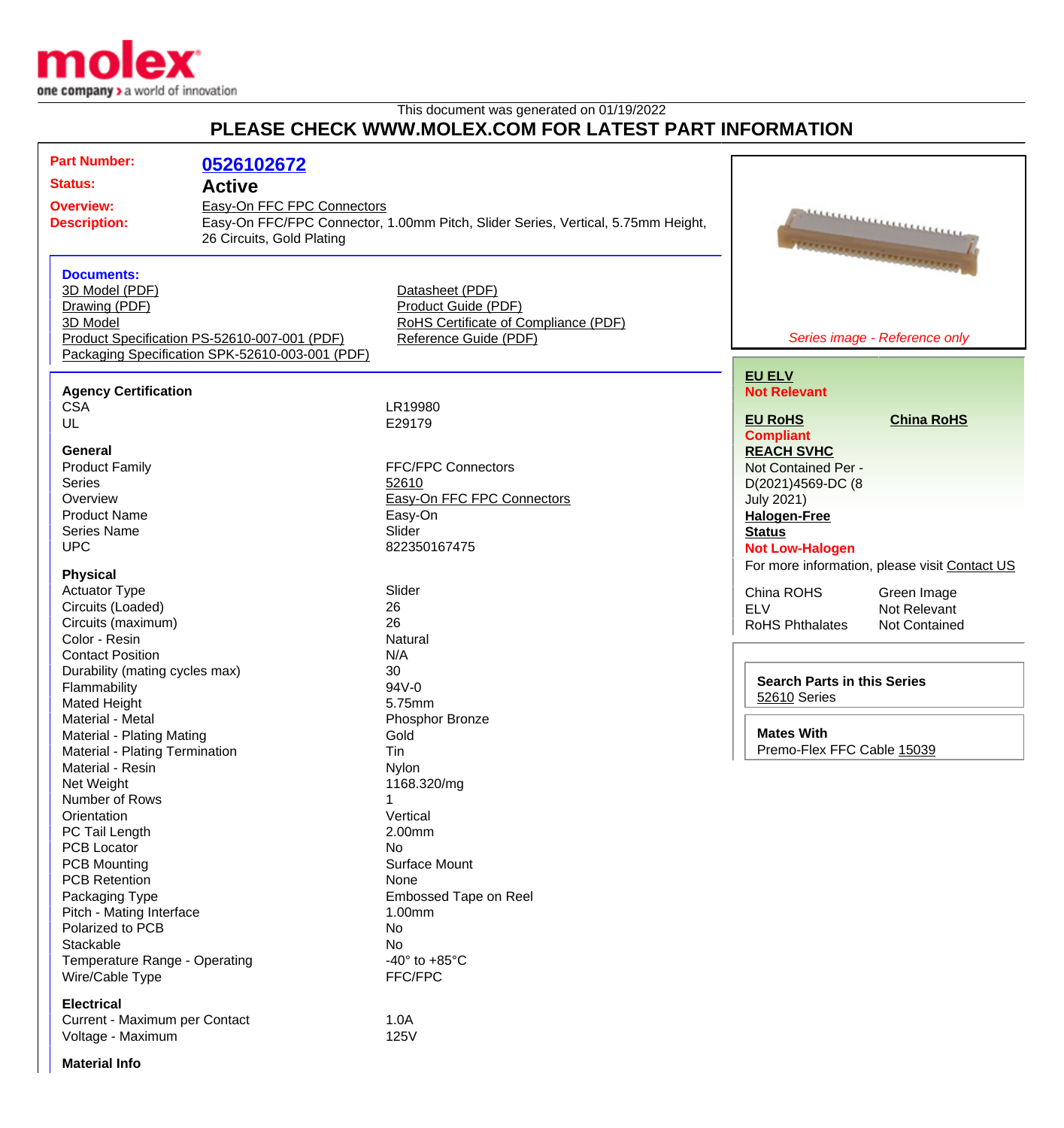This document was generated on 01/19/2022

# PLEASE CHECK WWW.MOLEX.COM FOR LATEST PART INFORMATION

**Part Number:** 0526102672

**Status:** Active

**Overview:** Easy-On FFC FPC Connectors

**Description:** Easy-On FFC/FPC Connector, 1.00mm Pitch, Slider Series, Vertical, 5.75mm Height, 26 Circuits, Gold Plating

*Series image - Reference only*

## Documents:

- 3D Model (PDF)
- Drawing (PDF)
- 3D Model
- Product Specification PS-52610-007-001 (PDF)
- Packaging Specification SPK-52610-003-001 (PDF)
- Datasheet (PDF)
- Product Guide (PDF)
- RoHS Certificate of Compliance (PDF)
- Reference Guide (PDF)

**EU ELV**
Not Relevant

**EU RoHS** — Compliant

**China RoHS**

**REACH SVHC**
Not Contained Per - D(2021)4569-DC (8 July 2021)

**Halogen-Free Status**
Not Low-Halogen

For more information, please visit Contact US

| | |
|---|---|
| China ROHS | Green Image |
| ELV | Not Relevant |
| RoHS Phthalates | Not Contained |

**Search Parts in this Series**
52610 Series

**Mates With**
Premo-Flex FFC Cable 15039

### Agency Certification

| | |
|---|---|
| CSA | LR19980 |
| UL | E29179 |

### General

| | |
|---|---|
| Product Family | FFC/FPC Connectors |
| Series | 52610 |
| Overview | Easy-On FFC FPC Connectors |
| Product Name | Easy-On |
| Series Name | Slider |
| UPC | 822350167475 |

### Physical

| | |
|---|---|
| Actuator Type | Slider |
| Circuits (Loaded) | 26 |
| Circuits (maximum) | 26 |
| Color - Resin | Natural |
| Contact Position | N/A |
| Durability (mating cycles max) | 30 |
| Flammability | 94V-0 |
| Mated Height | 5.75mm |
| Material - Metal | Phosphor Bronze |
| Material - Plating Mating | Gold |
| Material - Plating Termination | Tin |
| Material - Resin | Nylon |
| Net Weight | 1168.320/mg |
| Number of Rows | 1 |
| Orientation | Vertical |
| PC Tail Length | 2.00mm |
| PCB Locator | No |
| PCB Mounting | Surface Mount |
| PCB Retention | None |
| Packaging Type | Embossed Tape on Reel |
| Pitch - Mating Interface | 1.00mm |
| Polarized to PCB | No |
| Stackable | No |
| Temperature Range - Operating | -40° to +85°C |
| Wire/Cable Type | FFC/FPC |

### Electrical

| | |
|---|---|
| Current - Maximum per Contact | 1.0A |
| Voltage - Maximum | 125V |

### Material Info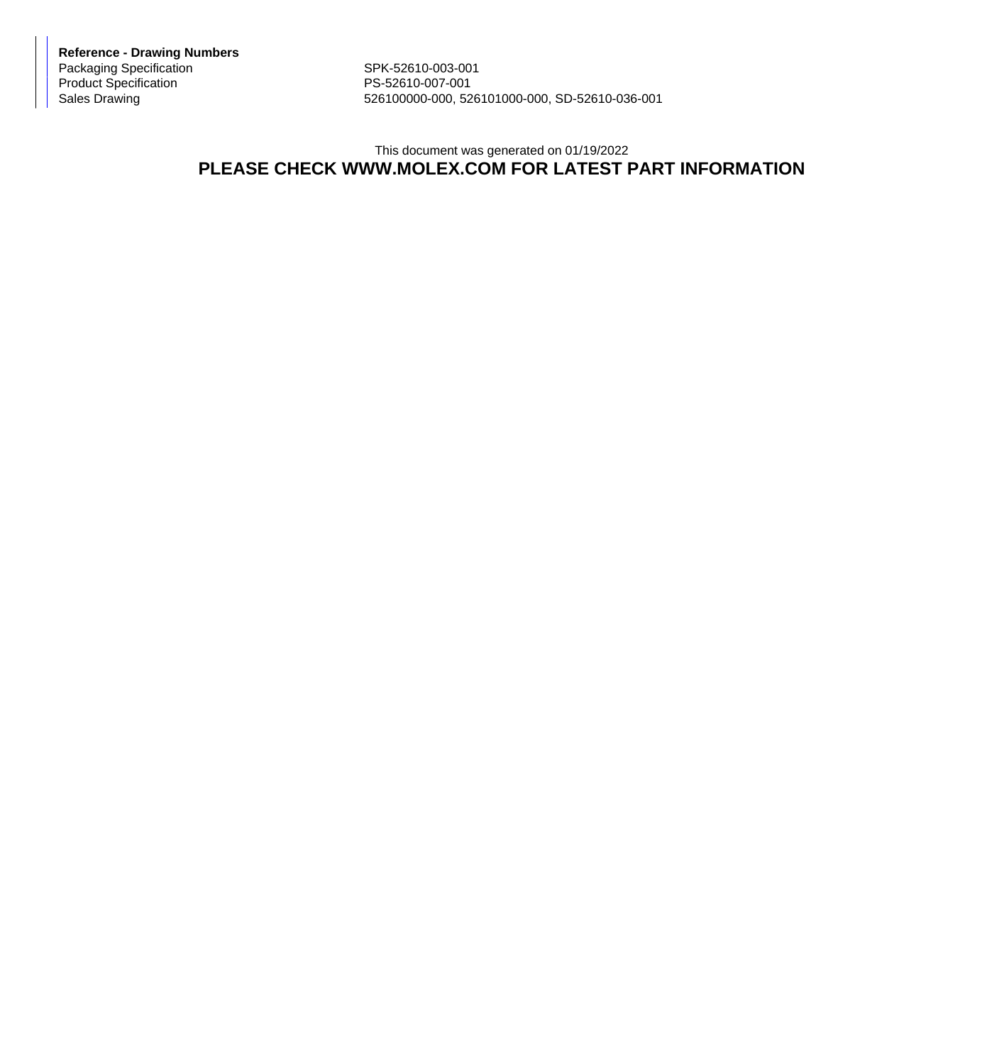**Reference - Drawing Numbers**

| | |
|---|---|
| Packaging Specification | SPK-52610-003-001 |
| Product Specification | PS-52610-007-001 |
| Sales Drawing | 526100000-000, 526101000-000, SD-52610-036-001 |

This document was generated on 01/19/2022

**PLEASE CHECK WWW.MOLEX.COM FOR LATEST PART INFORMATION**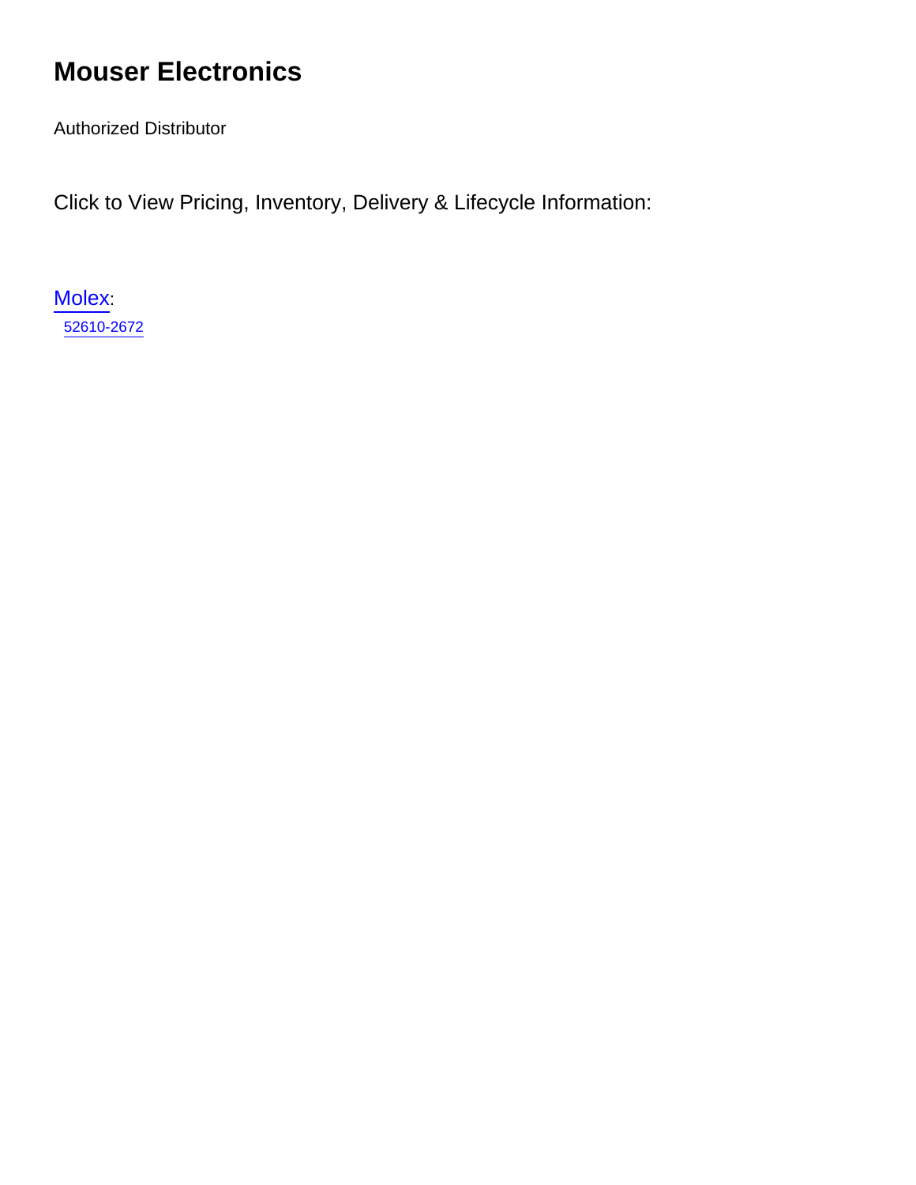# Mouser Electronics

Authorized Distributor

Click to View Pricing, Inventory, Delivery & Lifecycle Information:

Molex:

52610-2672